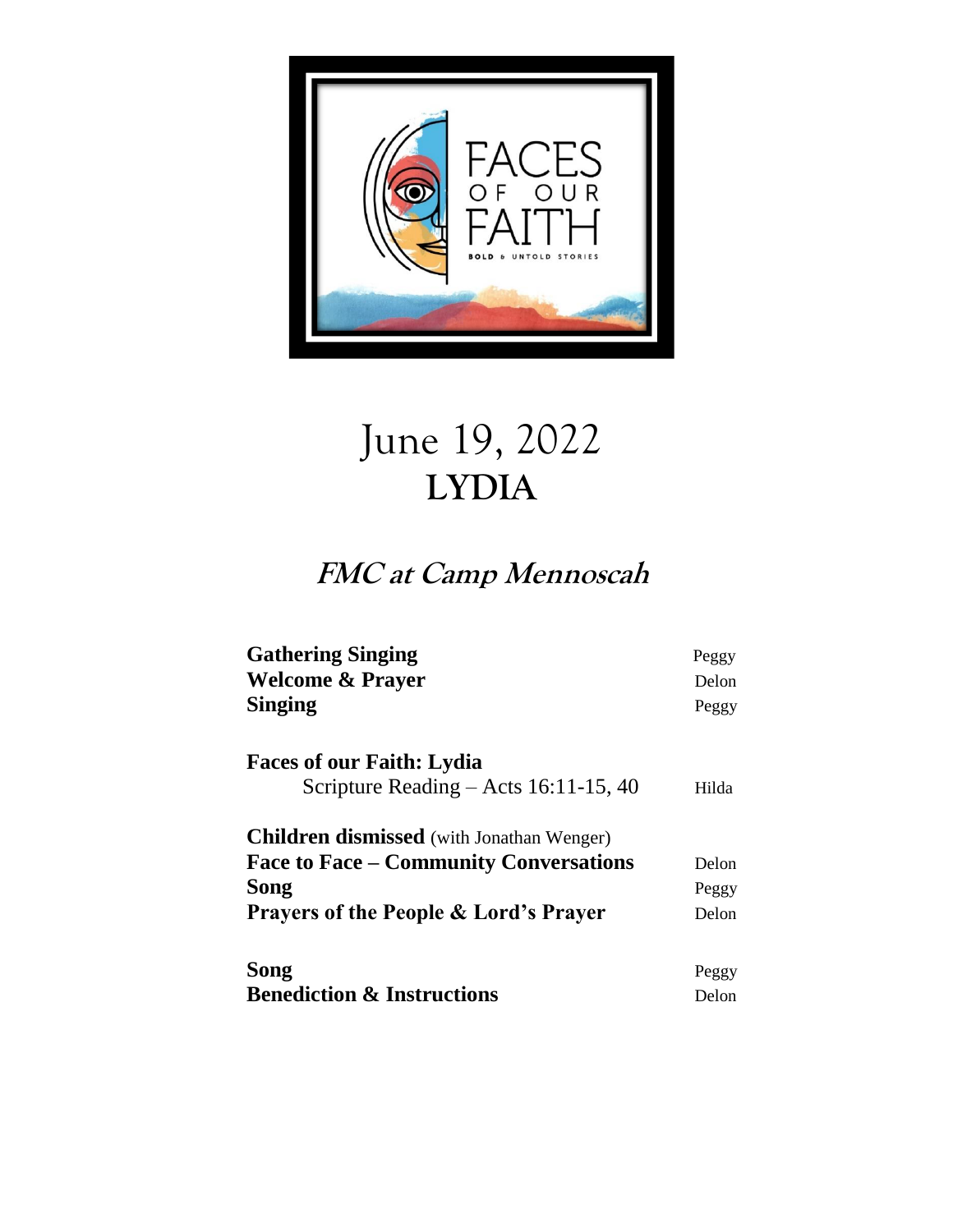FACES OF OUR FAITH

BOLD & UNTOLD STORIES

# June 19, 2022
# LYDIA

## *FMC at Camp Mennoscah*

| | |
|---|---|
| **Gathering Singing** | Peggy |
| **Welcome & Prayer** | Delon |
| **Singing** | Peggy |
| | |
| **Faces of our Faith: Lydia** | |
| Scripture Reading – Acts 16:11-15, 40 | Hilda |
| | |
| **Children dismissed** (with Jonathan Wenger) | |
| **Face to Face – Community Conversations** | Delon |
| **Song** | Peggy |
| **Prayers of the People & Lord's Prayer** | Delon |
| | |
| **Song** | Peggy |
| **Benediction & Instructions** | Delon |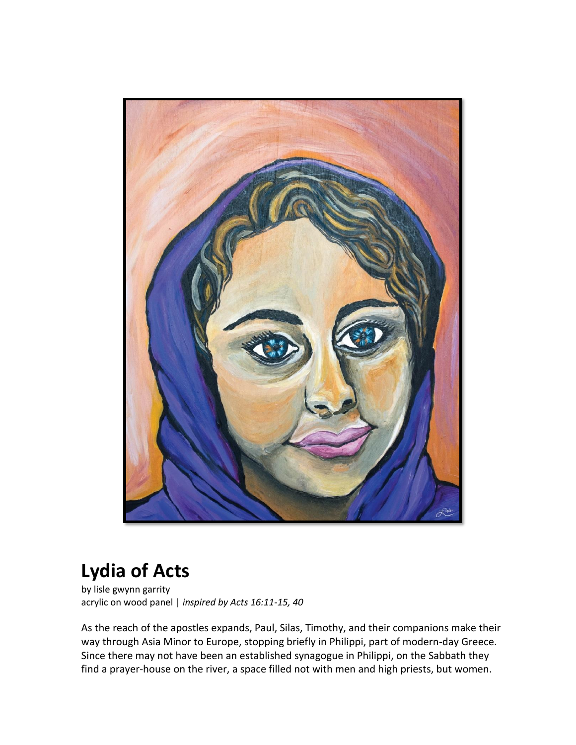# Lydia of Acts

by lisle gwynn garrity
acrylic on wood panel | *inspired by Acts 16:11-15, 40*

As the reach of the apostles expands, Paul, Silas, Timothy, and their companions make their way through Asia Minor to Europe, stopping briefly in Philippi, part of modern-day Greece. Since there may not have been an established synagogue in Philippi, on the Sabbath they find a prayer-house on the river, a space filled not with men and high priests, but women.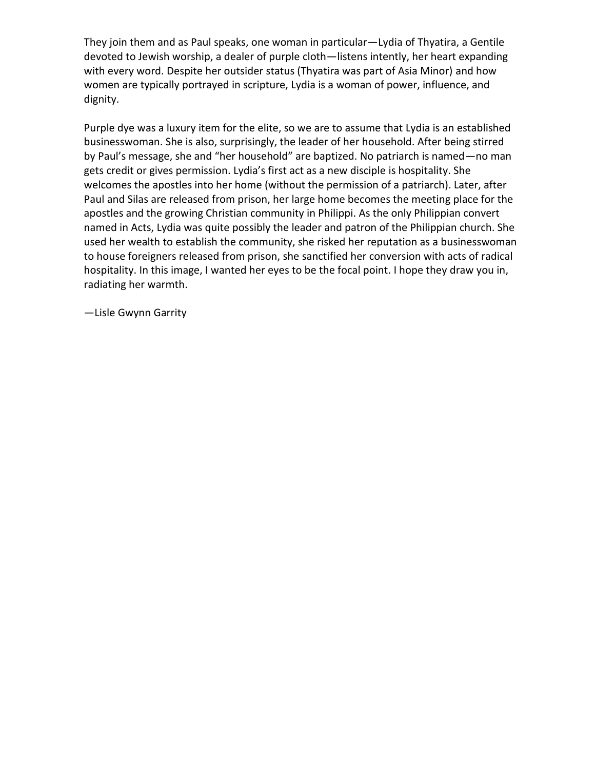They join them and as Paul speaks, one woman in particular—Lydia of Thyatira, a Gentile devoted to Jewish worship, a dealer of purple cloth—listens intently, her heart expanding with every word. Despite her outsider status (Thyatira was part of Asia Minor) and how women are typically portrayed in scripture, Lydia is a woman of power, influence, and dignity.

Purple dye was a luxury item for the elite, so we are to assume that Lydia is an established businesswoman. She is also, surprisingly, the leader of her household. After being stirred by Paul's message, she and "her household" are baptized. No patriarch is named—no man gets credit or gives permission. Lydia's first act as a new disciple is hospitality. She welcomes the apostles into her home (without the permission of a patriarch). Later, after Paul and Silas are released from prison, her large home becomes the meeting place for the apostles and the growing Christian community in Philippi. As the only Philippian convert named in Acts, Lydia was quite possibly the leader and patron of the Philippian church. She used her wealth to establish the community, she risked her reputation as a businesswoman to house foreigners released from prison, she sanctified her conversion with acts of radical hospitality. In this image, I wanted her eyes to be the focal point. I hope they draw you in, radiating her warmth.

—Lisle Gwynn Garrity